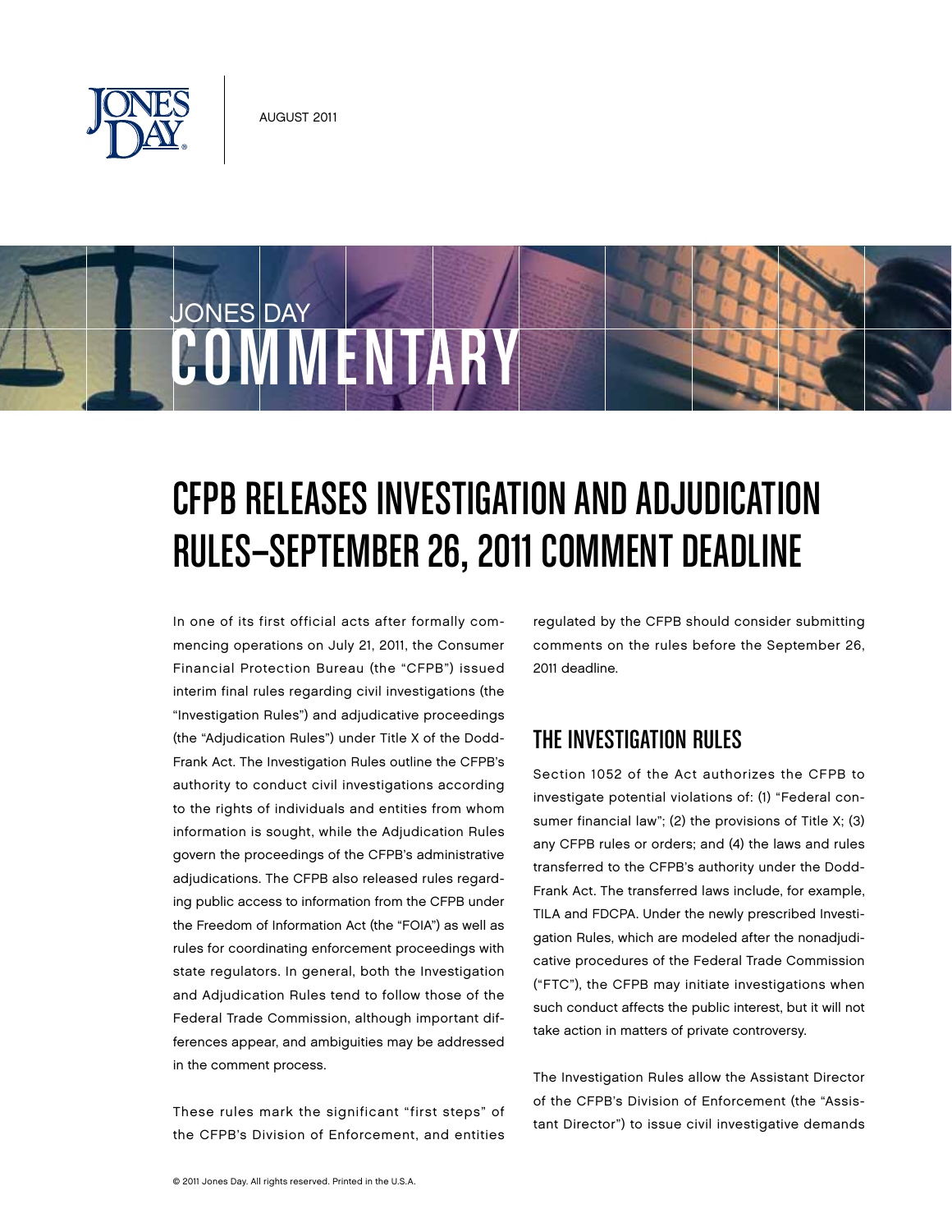AUGUST 2011

JONES DAY COMMENTARY

# CFPB RELEASES INVESTIGATION AND ADJUDICATION RULES—SEPTEMBER 26, 2011 COMMENT DEADLINE

In one of its first official acts after formally commencing operations on July 21, 2011, the Consumer Financial Protection Bureau (the "CFPB") issued interim final rules regarding civil investigations (the "Investigation Rules") and adjudicative proceedings (the "Adjudication Rules") under Title X of the Dodd-Frank Act. The Investigation Rules outline the CFPB's authority to conduct civil investigations according to the rights of individuals and entities from whom information is sought, while the Adjudication Rules govern the proceedings of the CFPB's administrative adjudications. The CFPB also released rules regarding public access to information from the CFPB under the Freedom of Information Act (the "FOIA") as well as rules for coordinating enforcement proceedings with state regulators. In general, both the Investigation and Adjudication Rules tend to follow those of the Federal Trade Commission, although important differences appear, and ambiguities may be addressed in the comment process.

These rules mark the significant "first steps" of the CFPB's Division of Enforcement, and entities regulated by the CFPB should consider submitting comments on the rules before the September 26, 2011 deadline.

## THE INVESTIGATION RULES

Section 1052 of the Act authorizes the CFPB to investigate potential violations of: (1) "Federal consumer financial law"; (2) the provisions of Title X; (3) any CFPB rules or orders; and (4) the laws and rules transferred to the CFPB's authority under the Dodd-Frank Act. The transferred laws include, for example, TILA and FDCPA. Under the newly prescribed Investigation Rules, which are modeled after the nonadjudicative procedures of the Federal Trade Commission ("FTC"), the CFPB may initiate investigations when such conduct affects the public interest, but it will not take action in matters of private controversy.

The Investigation Rules allow the Assistant Director of the CFPB's Division of Enforcement (the "Assistant Director") to issue civil investigative demands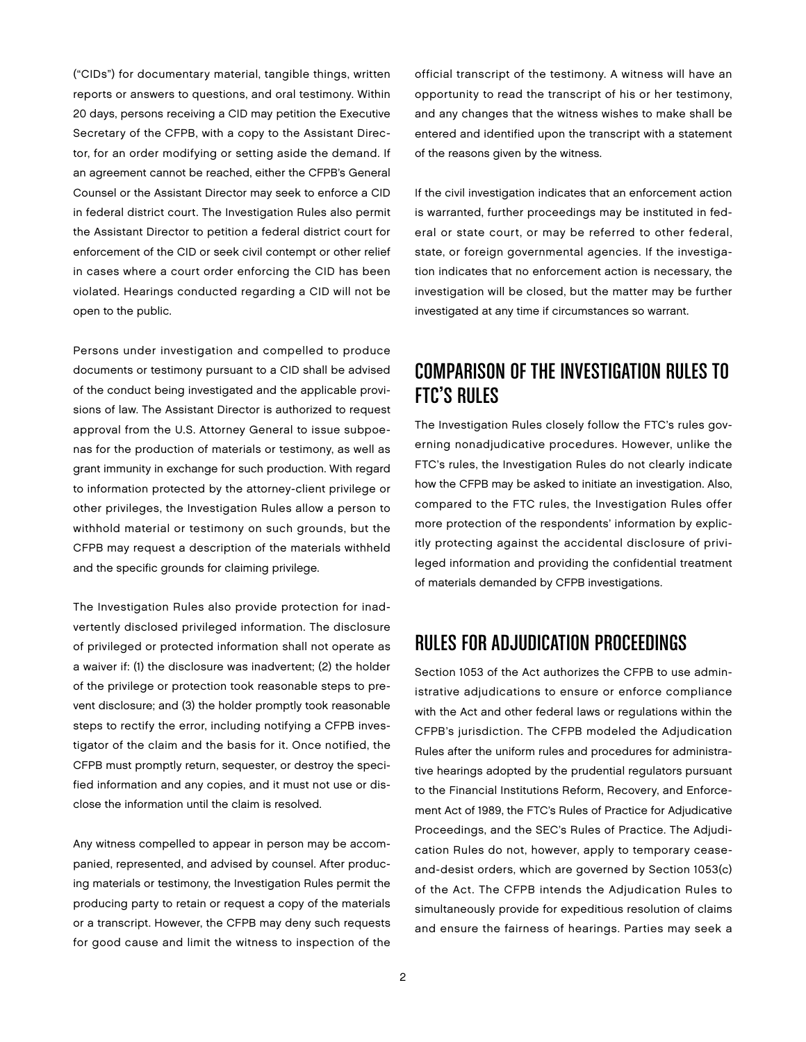("CIDs") for documentary material, tangible things, written reports or answers to questions, and oral testimony. Within 20 days, persons receiving a CID may petition the Executive Secretary of the CFPB, with a copy to the Assistant Director, for an order modifying or setting aside the demand. If an agreement cannot be reached, either the CFPB's General Counsel or the Assistant Director may seek to enforce a CID in federal district court. The Investigation Rules also permit the Assistant Director to petition a federal district court for enforcement of the CID or seek civil contempt or other relief in cases where a court order enforcing the CID has been violated. Hearings conducted regarding a CID will not be open to the public.

Persons under investigation and compelled to produce documents or testimony pursuant to a CID shall be advised of the conduct being investigated and the applicable provisions of law. The Assistant Director is authorized to request approval from the U.S. Attorney General to issue subpoenas for the production of materials or testimony, as well as grant immunity in exchange for such production. With regard to information protected by the attorney-client privilege or other privileges, the Investigation Rules allow a person to withhold material or testimony on such grounds, but the CFPB may request a description of the materials withheld and the specific grounds for claiming privilege.

The Investigation Rules also provide protection for inadvertently disclosed privileged information. The disclosure of privileged or protected information shall not operate as a waiver if: (1) the disclosure was inadvertent; (2) the holder of the privilege or protection took reasonable steps to prevent disclosure; and (3) the holder promptly took reasonable steps to rectify the error, including notifying a CFPB investigator of the claim and the basis for it. Once notified, the CFPB must promptly return, sequester, or destroy the specified information and any copies, and it must not use or disclose the information until the claim is resolved.

Any witness compelled to appear in person may be accompanied, represented, and advised by counsel. After producing materials or testimony, the Investigation Rules permit the producing party to retain or request a copy of the materials or a transcript. However, the CFPB may deny such requests for good cause and limit the witness to inspection of the official transcript of the testimony. A witness will have an opportunity to read the transcript of his or her testimony, and any changes that the witness wishes to make shall be entered and identified upon the transcript with a statement of the reasons given by the witness.

If the civil investigation indicates that an enforcement action is warranted, further proceedings may be instituted in federal or state court, or may be referred to other federal, state, or foreign governmental agencies. If the investigation indicates that no enforcement action is necessary, the investigation will be closed, but the matter may be further investigated at any time if circumstances so warrant.

## COMPARISON OF THE INVESTIGATION RULES TO FTC'S RULES

The Investigation Rules closely follow the FTC's rules governing nonadjudicative procedures. However, unlike the FTC's rules, the Investigation Rules do not clearly indicate how the CFPB may be asked to initiate an investigation. Also, compared to the FTC rules, the Investigation Rules offer more protection of the respondents' information by explicitly protecting against the accidental disclosure of privileged information and providing the confidential treatment of materials demanded by CFPB investigations.

## RULES FOR ADJUDICATION PROCEEDINGS

Section 1053 of the Act authorizes the CFPB to use administrative adjudications to ensure or enforce compliance with the Act and other federal laws or regulations within the CFPB's jurisdiction. The CFPB modeled the Adjudication Rules after the uniform rules and procedures for administrative hearings adopted by the prudential regulators pursuant to the Financial Institutions Reform, Recovery, and Enforcement Act of 1989, the FTC's Rules of Practice for Adjudicative Proceedings, and the SEC's Rules of Practice. The Adjudication Rules do not, however, apply to temporary cease-and-desist orders, which are governed by Section 1053(c) of the Act. The CFPB intends the Adjudication Rules to simultaneously provide for expeditious resolution of claims and ensure the fairness of hearings. Parties may seek a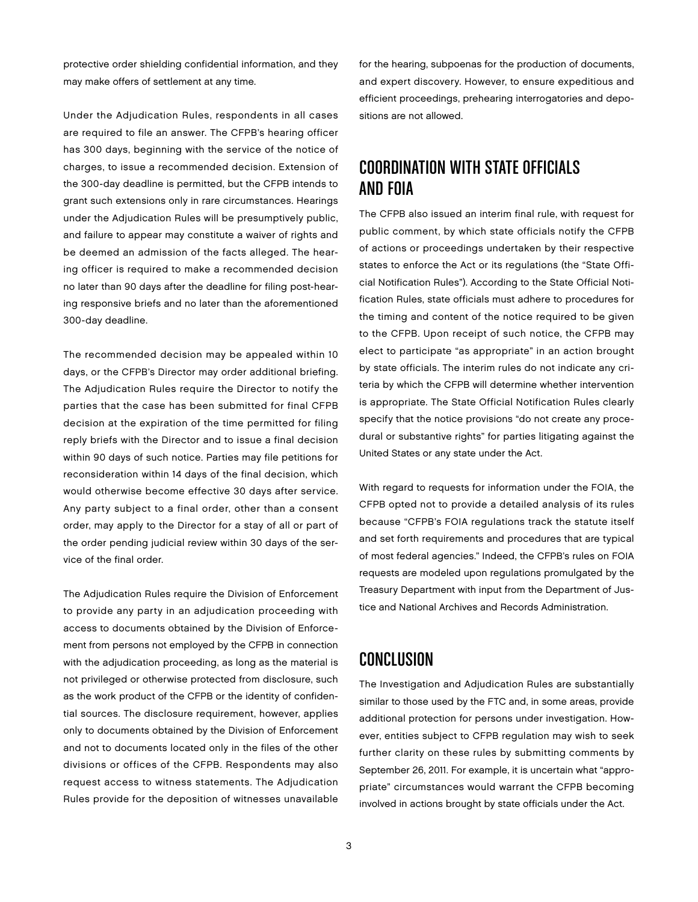protective order shielding confidential information, and they may make offers of settlement at any time.

Under the Adjudication Rules, respondents in all cases are required to file an answer. The CFPB's hearing officer has 300 days, beginning with the service of the notice of charges, to issue a recommended decision. Extension of the 300-day deadline is permitted, but the CFPB intends to grant such extensions only in rare circumstances. Hearings under the Adjudication Rules will be presumptively public, and failure to appear may constitute a waiver of rights and be deemed an admission of the facts alleged. The hearing officer is required to make a recommended decision no later than 90 days after the deadline for filing post-hearing responsive briefs and no later than the aforementioned 300-day deadline.

The recommended decision may be appealed within 10 days, or the CFPB's Director may order additional briefing. The Adjudication Rules require the Director to notify the parties that the case has been submitted for final CFPB decision at the expiration of the time permitted for filing reply briefs with the Director and to issue a final decision within 90 days of such notice. Parties may file petitions for reconsideration within 14 days of the final decision, which would otherwise become effective 30 days after service. Any party subject to a final order, other than a consent order, may apply to the Director for a stay of all or part of the order pending judicial review within 30 days of the service of the final order.

The Adjudication Rules require the Division of Enforcement to provide any party in an adjudication proceeding with access to documents obtained by the Division of Enforcement from persons not employed by the CFPB in connection with the adjudication proceeding, as long as the material is not privileged or otherwise protected from disclosure, such as the work product of the CFPB or the identity of confidential sources. The disclosure requirement, however, applies only to documents obtained by the Division of Enforcement and not to documents located only in the files of the other divisions or offices of the CFPB. Respondents may also request access to witness statements. The Adjudication Rules provide for the deposition of witnesses unavailable for the hearing, subpoenas for the production of documents, and expert discovery. However, to ensure expeditious and efficient proceedings, prehearing interrogatories and depositions are not allowed.

## COORDINATION WITH STATE OFFICIALS AND FOIA

The CFPB also issued an interim final rule, with request for public comment, by which state officials notify the CFPB of actions or proceedings undertaken by their respective states to enforce the Act or its regulations (the "State Official Notification Rules"). According to the State Official Notification Rules, state officials must adhere to procedures for the timing and content of the notice required to be given to the CFPB. Upon receipt of such notice, the CFPB may elect to participate "as appropriate" in an action brought by state officials. The interim rules do not indicate any criteria by which the CFPB will determine whether intervention is appropriate. The State Official Notification Rules clearly specify that the notice provisions "do not create any procedural or substantive rights" for parties litigating against the United States or any state under the Act.

With regard to requests for information under the FOIA, the CFPB opted not to provide a detailed analysis of its rules because "CFPB's FOIA regulations track the statute itself and set forth requirements and procedures that are typical of most federal agencies." Indeed, the CFPB's rules on FOIA requests are modeled upon regulations promulgated by the Treasury Department with input from the Department of Justice and National Archives and Records Administration.

## CONCLUSION

The Investigation and Adjudication Rules are substantially similar to those used by the FTC and, in some areas, provide additional protection for persons under investigation. However, entities subject to CFPB regulation may wish to seek further clarity on these rules by submitting comments by September 26, 2011. For example, it is uncertain what "appropriate" circumstances would warrant the CFPB becoming involved in actions brought by state officials under the Act.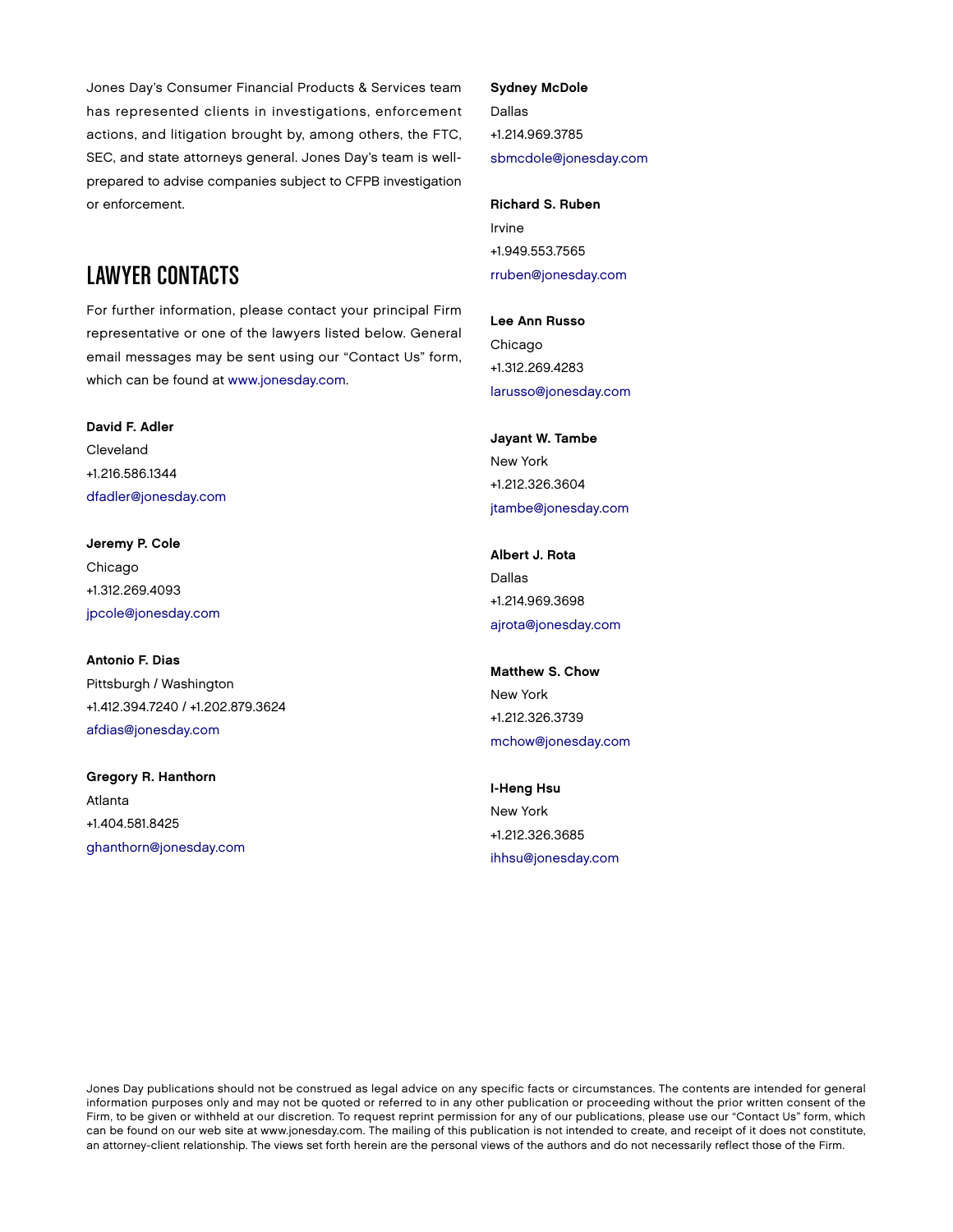Jones Day's Consumer Financial Products & Services team has represented clients in investigations, enforcement actions, and litigation brought by, among others, the FTC, SEC, and state attorneys general. Jones Day's team is well-prepared to advise companies subject to CFPB investigation or enforcement.

## LAWYER CONTACTS

For further information, please contact your principal Firm representative or one of the lawyers listed below. General email messages may be sent using our "Contact Us" form, which can be found at www.jonesday.com.

**David F. Adler**
Cleveland
+1.216.586.1344
dfadler@jonesday.com

**Jeremy P. Cole**
Chicago
+1.312.269.4093
jpcole@jonesday.com

**Antonio F. Dias**
Pittsburgh / Washington
+1.412.394.7240 / +1.202.879.3624
afdias@jonesday.com

**Gregory R. Hanthorn**
Atlanta
+1.404.581.8425
ghanthorn@jonesday.com

**Sydney McDole**
Dallas
+1.214.969.3785
sbmcdole@jonesday.com

**Richard S. Ruben**
Irvine
+1.949.553.7565
rruben@jonesday.com

**Lee Ann Russo**
Chicago
+1.312.269.4283
larusso@jonesday.com

**Jayant W. Tambe**
New York
+1.212.326.3604
jtambe@jonesday.com

**Albert J. Rota**
Dallas
+1.214.969.3698
ajrota@jonesday.com

**Matthew S. Chow**
New York
+1.212.326.3739
mchow@jonesday.com

**I-Heng Hsu**
New York
+1.212.326.3685
ihhsu@jonesday.com

Jones Day publications should not be construed as legal advice on any specific facts or circumstances. The contents are intended for general information purposes only and may not be quoted or referred to in any other publication or proceeding without the prior written consent of the Firm, to be given or withheld at our discretion. To request reprint permission for any of our publications, please use our "Contact Us" form, which can be found on our web site at www.jonesday.com. The mailing of this publication is not intended to create, and receipt of it does not constitute, an attorney-client relationship. The views set forth herein are the personal views of the authors and do not necessarily reflect those of the Firm.